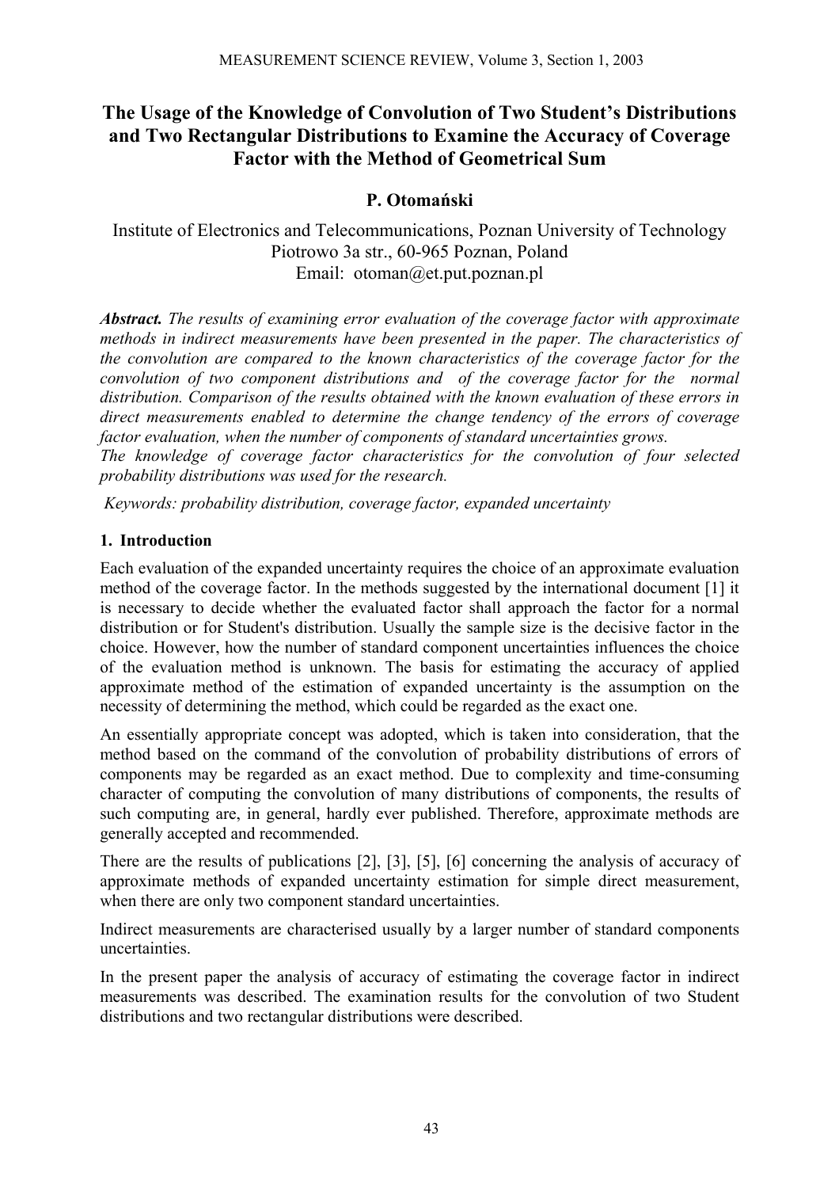# The Usage of the Knowledge of Convolution of Two Student's Distributions and Two Rectangular Distributions to Examine the Accuracy of Coverage Factor with the Method of Geometrical Sum

**P. Otomański**

Institute of Electronics and Telecommunications, Poznan University of Technology
Piotrowo 3a str., 60-965 Poznan, Poland
Email: otoman@et.put.poznan.pl

***Abstract.*** *The results of examining error evaluation of the coverage factor with approximate methods in indirect measurements have been presented in the paper. The characteristics of the convolution are compared to the known characteristics of the coverage factor for the convolution of two component distributions and of the coverage factor for the normal distribution. Comparison of the results obtained with the known evaluation of these errors in direct measurements enabled to determine the change tendency of the errors of coverage factor evaluation, when the number of components of standard uncertainties grows.*
*The knowledge of coverage factor characteristics for the convolution of four selected probability distributions was used for the research.*

*Keywords: probability distribution, coverage factor, expanded uncertainty*

## 1. Introduction

Each evaluation of the expanded uncertainty requires the choice of an approximate evaluation method of the coverage factor. In the methods suggested by the international document [1] it is necessary to decide whether the evaluated factor shall approach the factor for a normal distribution or for Student's distribution. Usually the sample size is the decisive factor in the choice. However, how the number of standard component uncertainties influences the choice of the evaluation method is unknown. The basis for estimating the accuracy of applied approximate method of the estimation of expanded uncertainty is the assumption on the necessity of determining the method, which could be regarded as the exact one.

An essentially appropriate concept was adopted, which is taken into consideration, that the method based on the command of the convolution of probability distributions of errors of components may be regarded as an exact method. Due to complexity and time-consuming character of computing the convolution of many distributions of components, the results of such computing are, in general, hardly ever published. Therefore, approximate methods are generally accepted and recommended.

There are the results of publications [2], [3], [5], [6] concerning the analysis of accuracy of approximate methods of expanded uncertainty estimation for simple direct measurement, when there are only two component standard uncertainties.

Indirect measurements are characterised usually by a larger number of standard components uncertainties.

In the present paper the analysis of accuracy of estimating the coverage factor in indirect measurements was described. The examination results for the convolution of two Student distributions and two rectangular distributions were described.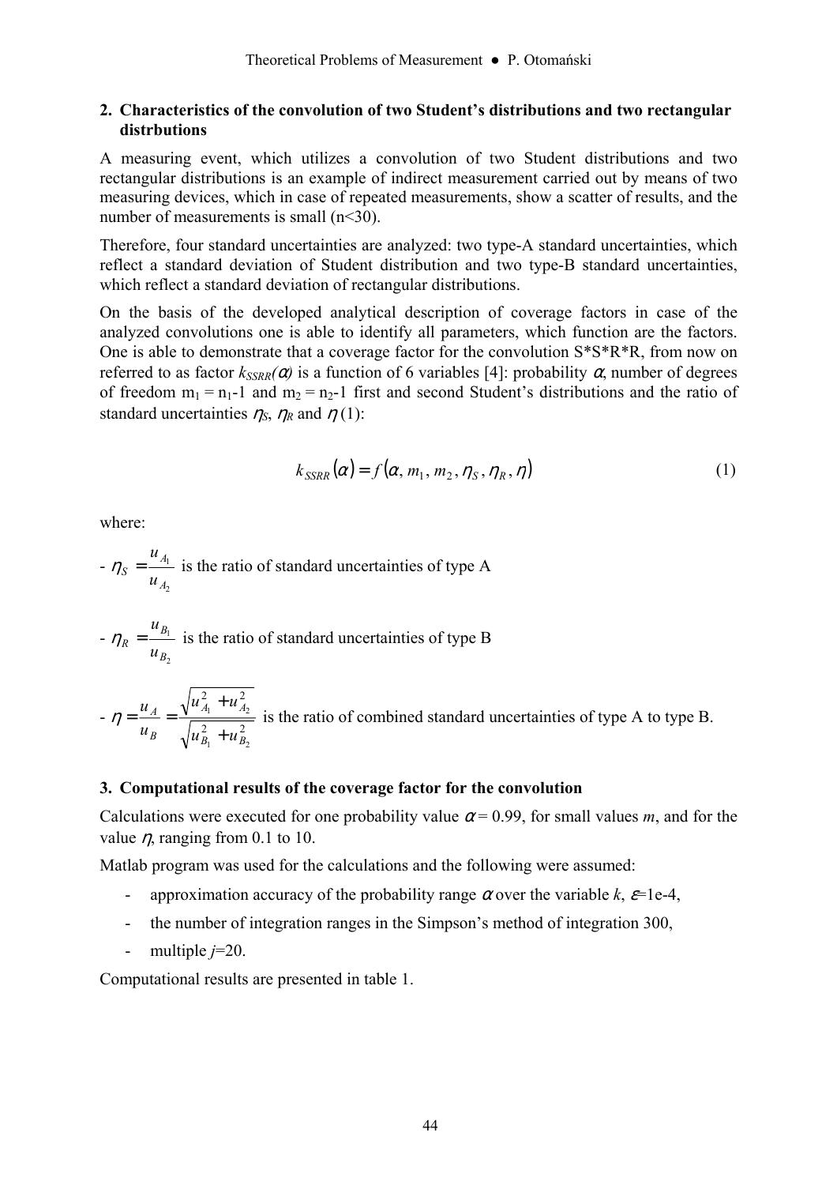## 2. Characteristics of the convolution of two Student's distributions and two rectangular distrbutions

A measuring event, which utilizes a convolution of two Student distributions and two rectangular distributions is an example of indirect measurement carried out by means of two measuring devices, which in case of repeated measurements, show a scatter of results, and the number of measurements is small (n<30).

Therefore, four standard uncertainties are analyzed: two type-A standard uncertainties, which reflect a standard deviation of Student distribution and two type-B standard uncertainties, which reflect a standard deviation of rectangular distributions.

On the basis of the developed analytical description of coverage factors in case of the analyzed convolutions one is able to identify all parameters, which function are the factors. One is able to demonstrate that a coverage factor for the convolution S\*S\*R\*R, from now on referred to as factor $k_{SSRR}(\alpha)$ is a function of 6 variables [4]: probability $\alpha$, number of degrees of freedom $m_1 = n_1-1$ and $m_2 = n_2-1$ first and second Student's distributions and the ratio of standard uncertainties $\eta_S$, $\eta_R$ and $\eta$ (1):

$$k_{SSRR}(\alpha) = f(\alpha, m_1, m_2, \eta_S, \eta_R, \eta) \tag{1}$$

where:

- $\eta_S = \dfrac{u_{A_1}}{u_{A_2}}$ is the ratio of standard uncertainties of type A
- $\eta_R = \dfrac{u_{B_1}}{u_{B_2}}$ is the ratio of standard uncertainties of type B
- $\eta = \dfrac{u_A}{u_B} = \dfrac{\sqrt{u_{A_1}^2 + u_{A_2}^2}}{\sqrt{u_{B_1}^2 + u_{B_2}^2}}$ is the ratio of combined standard uncertainties of type A to type B.

## 3. Computational results of the coverage factor for the convolution

Calculations were executed for one probability value $\alpha = 0.99$, for small values $m$, and for the value $\eta$, ranging from 0.1 to 10.

Matlab program was used for the calculations and the following were assumed:

- approximation accuracy of the probability range $\alpha$ over the variable $k$, $\varepsilon$=1e-4,
- the number of integration ranges in the Simpson's method of integration 300,
- multiple $j$=20.

Computational results are presented in table 1.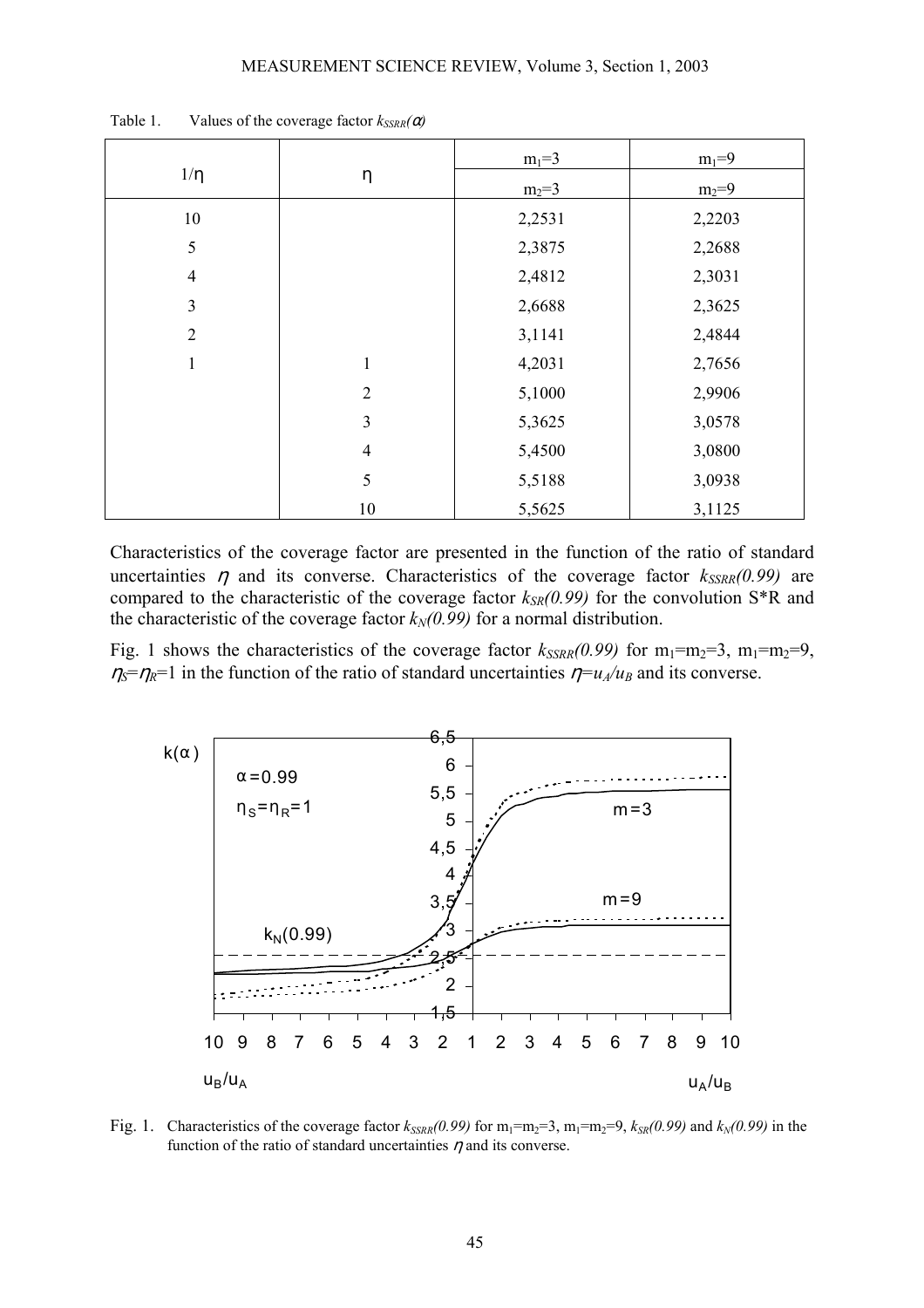Table 1. Values of the coverage factor $k_{SSRR}(\alpha)$

| $1/\eta$ | $\eta$ | $m_1=3$ | $m_1=9$ |
|---|---|---|---|
| | | $m_2=3$ | $m_2=9$ |
| 10 | | 2,2531 | 2,2203 |
| 5 | | 2,3875 | 2,2688 |
| 4 | | 2,4812 | 2,3031 |
| 3 | | 2,6688 | 2,3625 |
| 2 | | 3,1141 | 2,4844 |
| 1 | 1 | 4,2031 | 2,7656 |
| | 2 | 5,1000 | 2,9906 |
| | 3 | 5,3625 | 3,0578 |
| | 4 | 5,4500 | 3,0800 |
| | 5 | 5,5188 | 3,0938 |
| | 10 | 5,5625 | 3,1125 |

Characteristics of the coverage factor are presented in the function of the ratio of standard uncertainties $\eta$ and its converse. Characteristics of the coverage factor $k_{SSRR}(0.99)$ are compared to the characteristic of the coverage factor $k_{SR}(0.99)$ for the convolution S*R and the characteristic of the coverage factor $k_N(0.99)$ for a normal distribution.

Fig. 1 shows the characteristics of the coverage factor $k_{SSRR}(0.99)$ for $m_1=m_2=3$, $m_1=m_2=9$, $\eta_S=\eta_R=1$ in the function of the ratio of standard uncertainties $\eta=u_A/u_B$ and its converse.

Fig. 1. Characteristics of the coverage factor $k_{SSRR}(0.99)$ for $m_1=m_2=3$, $m_1=m_2=9$, $k_{SR}(0.99)$ and $k_N(0.99)$ in the function of the ratio of standard uncertainties $\eta$ and its converse.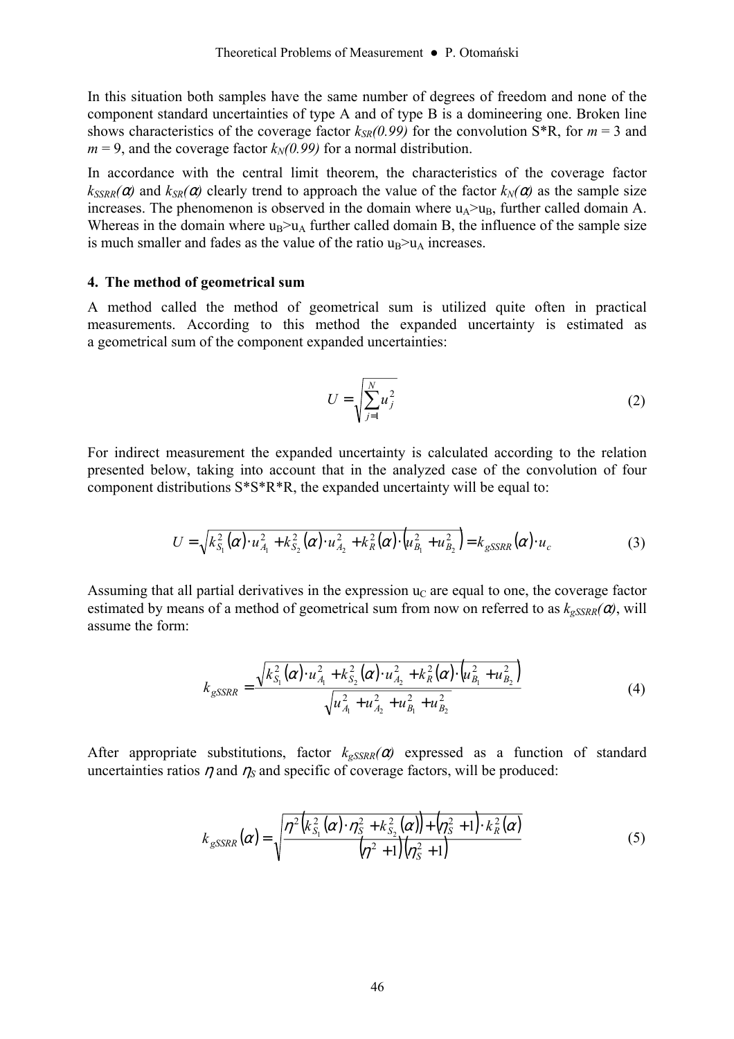In this situation both samples have the same number of degrees of freedom and none of the component standard uncertainties of type A and of type B is a domineering one. Broken line shows characteristics of the coverage factor $k_{SR}(0.99)$ for the convolution S*R, for $m$ = 3 and $m$ = 9, and the coverage factor $k_N(0.99)$ for a normal distribution.

In accordance with the central limit theorem, the characteristics of the coverage factor $k_{SSRR}(\alpha)$ and $k_{SR}(\alpha)$ clearly trend to approach the value of the factor $k_N(\alpha)$ as the sample size increases. The phenomenon is observed in the domain where $u_A > u_B$, further called domain A. Whereas in the domain where $u_B > u_A$ further called domain B, the influence of the sample size is much smaller and fades as the value of the ratio $u_B > u_A$ increases.

## 4. The method of geometrical sum

A method called the method of geometrical sum is utilized quite often in practical measurements. According to this method the expanded uncertainty is estimated as a geometrical sum of the component expanded uncertainties:

$$U = \sqrt{\sum_{j=1}^{N} u_j^2} \tag{2}$$

For indirect measurement the expanded uncertainty is calculated according to the relation presented below, taking into account that in the analyzed case of the convolution of four component distributions S*S*R*R, the expanded uncertainty will be equal to:

$$U = \sqrt{k_{S_1}^2(\alpha)\cdot u_{A_1}^2 + k_{S_2}^2(\alpha)\cdot u_{A_2}^2 + k_R^2(\alpha)\cdot\left(u_{B_1}^2 + u_{B_2}^2\right)} = k_{gSSRR}(\alpha)\cdot u_c \tag{3}$$

Assuming that all partial derivatives in the expression $u_C$ are equal to one, the coverage factor estimated by means of a method of geometrical sum from now on referred to as $k_{gSSRR}(\alpha)$, will assume the form:

$$k_{gSSRR} = \frac{\sqrt{k_{S_1}^2(\alpha)\cdot u_{A_1}^2 + k_{S_2}^2(\alpha)\cdot u_{A_2}^2 + k_R^2(\alpha)\cdot\left(u_{B_1}^2 + u_{B_2}^2\right)}}{\sqrt{u_{A_1}^2 + u_{A_2}^2 + u_{B_1}^2 + u_{B_2}^2}} \tag{4}$$

After appropriate substitutions, factor $k_{gSSRR}(\alpha)$ expressed as a function of standard uncertainties ratios $\eta$ and $\eta_S$ and specific of coverage factors, will be produced:

$$k_{gSSRR}(\alpha) = \sqrt{\frac{\eta^2\left(k_{S_1}^2(\alpha)\cdot\eta_S^2 + k_{S_2}^2(\alpha)\right) + \left(\eta_S^2 + 1\right)\cdot k_R^2(\alpha)}{\left(\eta^2 + 1\right)\left(\eta_S^2 + 1\right)}} \tag{5}$$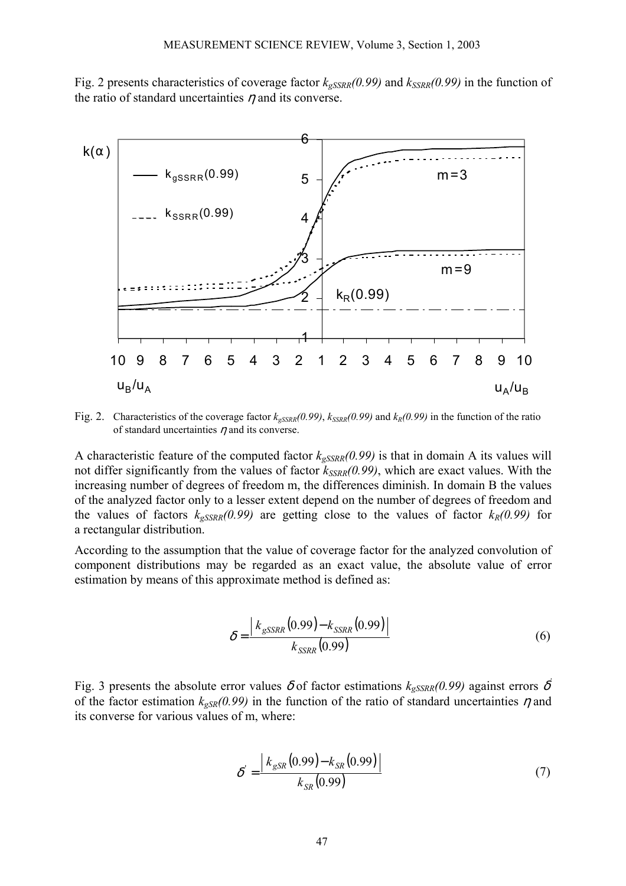Fig. 2 presents characteristics of coverage factor $k_{gSSRR}(0.99)$ and $k_{SSRR}(0.99)$ in the function of the ratio of standard uncertainties $\eta$ and its converse.

Fig. 2. Characteristics of the coverage factor $k_{gSSRR}(0.99)$, $k_{SSRR}(0.99)$ and $k_R(0.99)$ in the function of the ratio of standard uncertainties $\eta$ and its converse.

A characteristic feature of the computed factor $k_{gSSRR}(0.99)$ is that in domain A its values will not differ significantly from the values of factor $k_{SSRR}(0.99)$, which are exact values. With the increasing number of degrees of freedom m, the differences diminish. In domain B the values of the analyzed factor only to a lesser extent depend on the number of degrees of freedom and the values of factors $k_{gSSRR}(0.99)$ are getting close to the values of factor $k_R(0.99)$ for a rectangular distribution.

According to the assumption that the value of coverage factor for the analyzed convolution of component distributions may be regarded as an exact value, the absolute value of error estimation by means of this approximate method is defined as:

$$\delta = \frac{\left| k_{gSSRR}(0.99) - k_{SSRR}(0.99) \right|}{k_{SSRR}(0.99)} \tag{6}$$

Fig. 3 presents the absolute error values $\delta$ of factor estimations $k_{gSSRR}(0.99)$ against errors $\delta'$ of the factor estimation $k_{gSR}(0.99)$ in the function of the ratio of standard uncertainties $\eta$ and its converse for various values of m, where:

$$\delta' = \frac{\left| k_{gSR}(0.99) - k_{SR}(0.99) \right|}{k_{SR}(0.99)} \tag{7}$$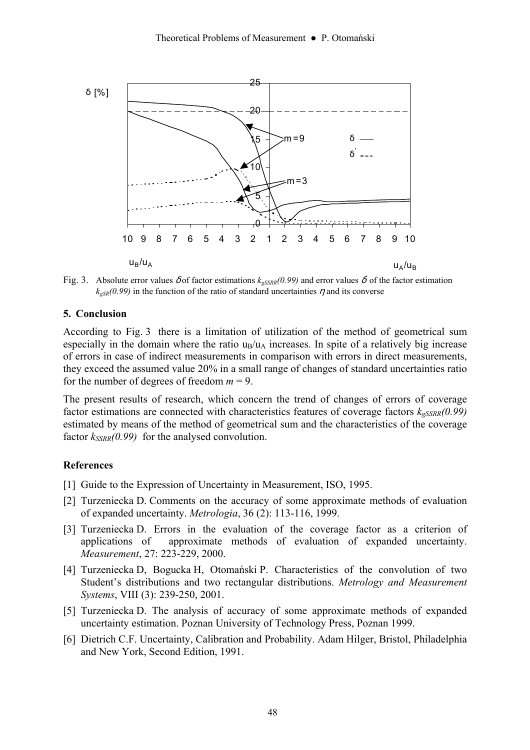δ [%]

25

20

15

10

5

0

m = 9

m = 3

δ ——

δ' - - -

10 9 8 7 6 5 4 3 2 1 2 3 4 5 6 7 8 9 10

$u_B/u_A$

$u_A/u_B$

Fig. 3. Absolute error values $\delta$ of factor estimations $k_{gSSRR}(0.99)$ and error values $\delta'$ of the factor estimation $k_{gSR}(0.99)$ in the function of the ratio of standard uncertainties $\eta$ and its converse

## 5. Conclusion

According to Fig. 3 there is a limitation of utilization of the method of geometrical sum especially in the domain where the ratio $u_B/u_A$ increases. In spite of a relatively big increase of errors in case of indirect measurements in comparison with errors in direct measurements, they exceed the assumed value 20% in a small range of changes of standard uncertainties ratio for the number of degrees of freedom $m = 9$.

The present results of research, which concern the trend of changes of errors of coverage factor estimations are connected with characteristics features of coverage factors $k_{gSSRR}(0.99)$ estimated by means of the method of geometrical sum and the characteristics of the coverage factor $k_{SSRR}(0.99)$ for the analysed convolution.

## References

[1] Guide to the Expression of Uncertainty in Measurement, ISO, 1995.

[2] Turzeniecka D. Comments on the accuracy of some approximate methods of evaluation of expanded uncertainty. *Metrologia*, 36 (2): 113-116, 1999.

[3] Turzeniecka D. Errors in the evaluation of the coverage factor as a criterion of applications of approximate methods of evaluation of expanded uncertainty. *Measurement*, 27: 223-229, 2000.

[4] Turzeniecka D, Bogucka H, Otomański P. Characteristics of the convolution of two Student's distributions and two rectangular distributions. *Metrology and Measurement Systems*, VIII (3): 239-250, 2001.

[5] Turzeniecka D. The analysis of accuracy of some approximate methods of expanded uncertainty estimation. Poznan University of Technology Press, Poznan 1999.

[6] Dietrich C.F. Uncertainty, Calibration and Probability. Adam Hilger, Bristol, Philadelphia and New York, Second Edition, 1991.